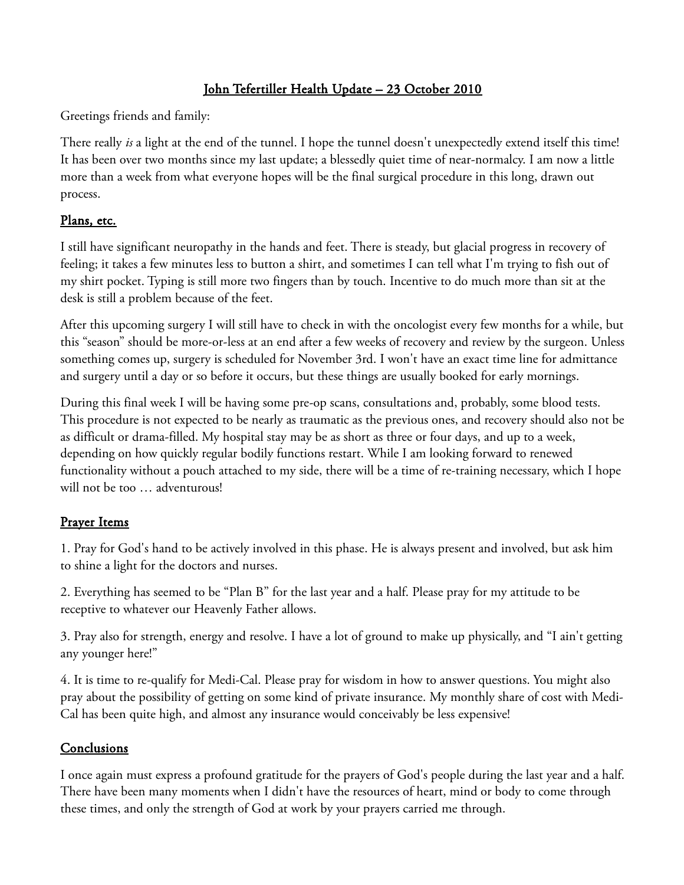# John Tefertiller Health Update – 23 October 2010

Greetings friends and family:

There really *is* a light at the end of the tunnel. I hope the tunnel doesn't unexpectedly extend itself this time! It has been over two months since my last update; a blessedly quiet time of near-normalcy. I am now a little more than a week from what everyone hopes will be the final surgical procedure in this long, drawn out process.

## Plans, etc.

I still have significant neuropathy in the hands and feet. There is steady, but glacial progress in recovery of feeling; it takes a few minutes less to button a shirt, and sometimes I can tell what I'm trying to fish out of my shirt pocket. Typing is still more two fingers than by touch. Incentive to do much more than sit at the desk is still a problem because of the feet.

After this upcoming surgery I will still have to check in with the oncologist every few months for a while, but this "season" should be more-or-less at an end after a few weeks of recovery and review by the surgeon. Unless something comes up, surgery is scheduled for November 3rd. I won't have an exact time line for admittance and surgery until a day or so before it occurs, but these things are usually booked for early mornings.

During this final week I will be having some pre-op scans, consultations and, probably, some blood tests. This procedure is not expected to be nearly as traumatic as the previous ones, and recovery should also not be as difficult or drama-filled. My hospital stay may be as short as three or four days, and up to a week, depending on how quickly regular bodily functions restart. While I am looking forward to renewed functionality without a pouch attached to my side, there will be a time of re-training necessary, which I hope will not be too … adventurous!

## Prayer Items

1. Pray for God's hand to be actively involved in this phase. He is always present and involved, but ask him to shine a light for the doctors and nurses.

2. Everything has seemed to be "Plan B" for the last year and a half. Please pray for my attitude to be receptive to whatever our Heavenly Father allows.

3. Pray also for strength, energy and resolve. I have a lot of ground to make up physically, and "I ain't getting any younger here!"

4. It is time to re-qualify for Medi-Cal. Please pray for wisdom in how to answer questions. You might also pray about the possibility of getting on some kind of private insurance. My monthly share of cost with Medi-Cal has been quite high, and almost any insurance would conceivably be less expensive!

## Conclusions

I once again must express a profound gratitude for the prayers of God's people during the last year and a half. There have been many moments when I didn't have the resources of heart, mind or body to come through these times, and only the strength of God at work by your prayers carried me through.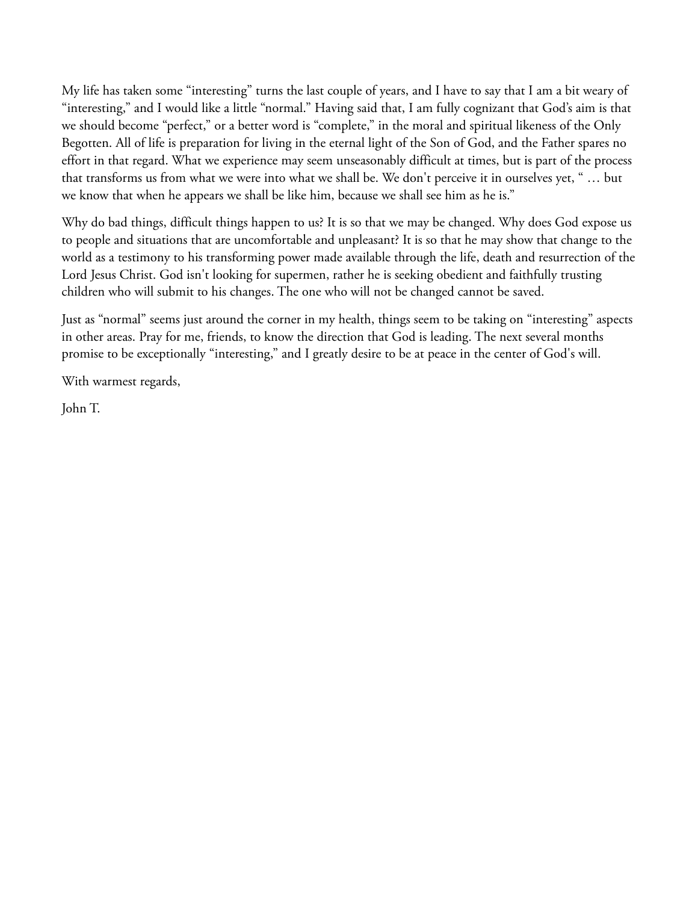My life has taken some “interesting” turns the last couple of years, and I have to say that I am a bit weary of “interesting,” and I would like a little “normal.” Having said that, I am fully cognizant that God’s aim is that we should become “perfect,” or a better word is “complete,” in the moral and spiritual likeness of the Only Begotten. All of life is preparation for living in the eternal light of the Son of God, and the Father spares no effort in that regard. What we experience may seem unseasonably difficult at times, but is part of the process that transforms us from what we were into what we shall be. We don't perceive it in ourselves yet, “ … but we know that when he appears we shall be like him, because we shall see him as he is.”

Why do bad things, difficult things happen to us? It is so that we may be changed. Why does God expose us to people and situations that are uncomfortable and unpleasant? It is so that he may show that change to the world as a testimony to his transforming power made available through the life, death and resurrection of the Lord Jesus Christ. God isn't looking for supermen, rather he is seeking obedient and faithfully trusting children who will submit to his changes. The one who will not be changed cannot be saved.

Just as “normal” seems just around the corner in my health, things seem to be taking on “interesting” aspects in other areas. Pray for me, friends, to know the direction that God is leading. The next several months promise to be exceptionally “interesting,” and I greatly desire to be at peace in the center of God's will.

With warmest regards,

John T.